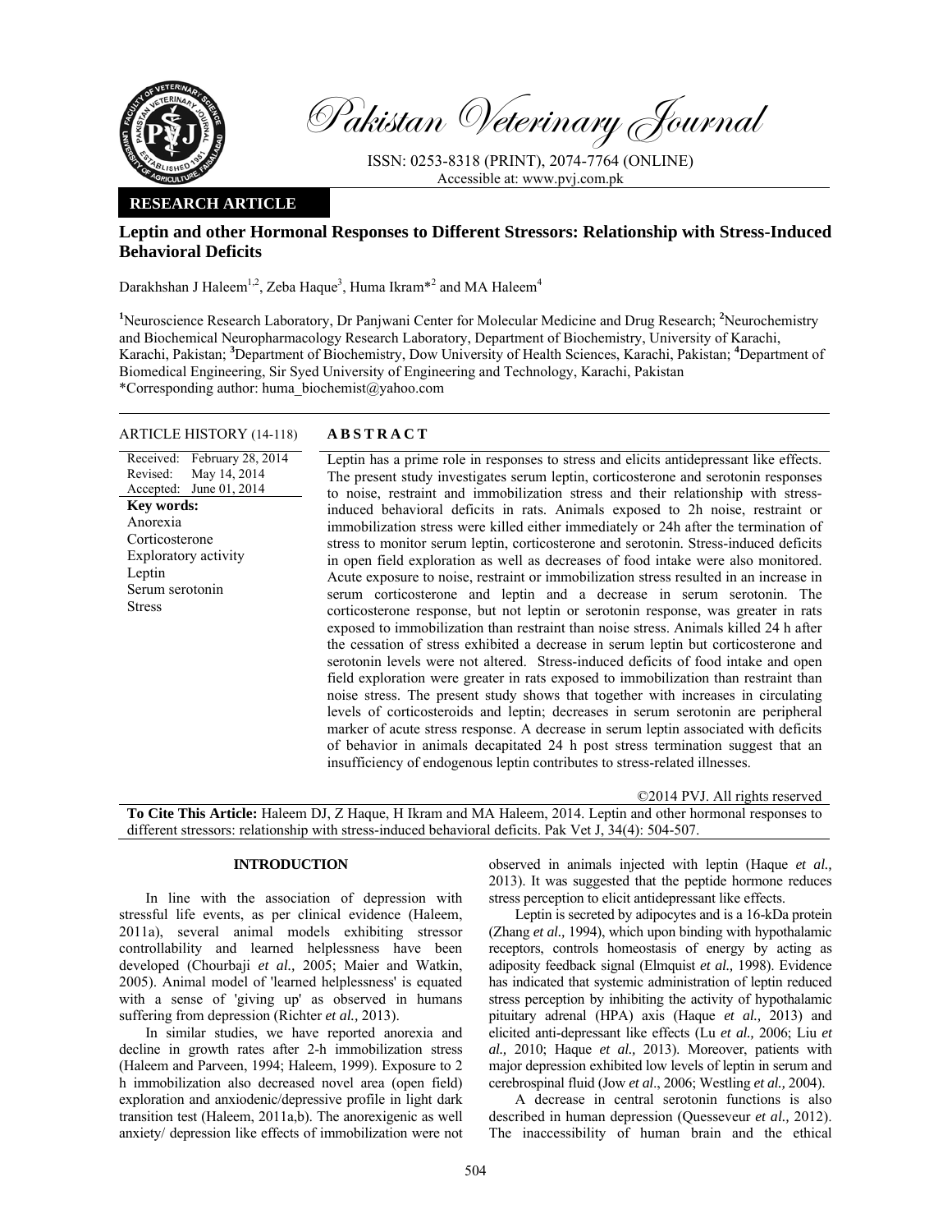Pakistan Veterinary Journal

ISSN: 0253-8318 (PRINT), 2074-7764 (ONLINE)
Accessible at: www.pvj.com.pk

**RESEARCH ARTICLE**

# Leptin and other Hormonal Responses to Different Stressors: Relationship with Stress-Induced Behavioral Deficits

Darakhshan J Haleem[1,2], Zeba Haque[3], Huma Ikram*[2] and MA Haleem[4]

[1]Neuroscience Research Laboratory, Dr Panjwani Center for Molecular Medicine and Drug Research; [2]Neurochemistry and Biochemical Neuropharmacology Research Laboratory, Department of Biochemistry, University of Karachi, Karachi, Pakistan; [3]Department of Biochemistry, Dow University of Health Sciences, Karachi, Pakistan; [4]Department of Biomedical Engineering, Sir Syed University of Engineering and Technology, Karachi, Pakistan
*Corresponding author: huma_biochemist@yahoo.com

**ARTICLE HISTORY** (14-118)

Received: February 28, 2014
Revised: May 14, 2014
Accepted: June 01, 2014

**Key words:**
Anorexia
Corticosterone
Exploratory activity
Leptin
Serum serotonin
Stress

## ABSTRACT

Leptin has a prime role in responses to stress and elicits antidepressant like effects. The present study investigates serum leptin, corticosterone and serotonin responses to noise, restraint and immobilization stress and their relationship with stress-induced behavioral deficits in rats. Animals exposed to 2h noise, restraint or immobilization stress were killed either immediately or 24h after the termination of stress to monitor serum leptin, corticosterone and serotonin. Stress-induced deficits in open field exploration as well as decreases of food intake were also monitored. Acute exposure to noise, restraint or immobilization stress resulted in an increase in serum corticosterone and leptin and a decrease in serum serotonin. The corticosterone response, but not leptin or serotonin response, was greater in rats exposed to immobilization than restraint than noise stress. Animals killed 24 h after the cessation of stress exhibited a decrease in serum leptin but corticosterone and serotonin levels were not altered. Stress-induced deficits of food intake and open field exploration were greater in rats exposed to immobilization than restraint than noise stress. The present study shows that together with increases in circulating levels of corticosteroids and leptin; decreases in serum serotonin are peripheral marker of acute stress response. A decrease in serum leptin associated with deficits of behavior in animals decapitated 24 h post stress termination suggest that an insufficiency of endogenous leptin contributes to stress-related illnesses.

©2014 PVJ. All rights reserved

**To Cite This Article:** Haleem DJ, Z Haque, H Ikram and MA Haleem, 2014. Leptin and other hormonal responses to different stressors: relationship with stress-induced behavioral deficits. Pak Vet J, 34(4): 504-507.

## INTRODUCTION

In line with the association of depression with stressful life events, as per clinical evidence (Haleem, 2011a), several animal models exhibiting stressor controllability and learned helplessness have been developed (Chourbaji *et al.,* 2005; Maier and Watkin, 2005). Animal model of 'learned helplessness' is equated with a sense of 'giving up' as observed in humans suffering from depression (Richter *et al.,* 2013).

In similar studies, we have reported anorexia and decline in growth rates after 2-h immobilization stress (Haleem and Parveen, 1994; Haleem, 1999). Exposure to 2 h immobilization also decreased novel area (open field) exploration and anxiodenic/depressive profile in light dark transition test (Haleem, 2011a,b). The anorexigenic as well anxiety/ depression like effects of immobilization were not observed in animals injected with leptin (Haque *et al.,* 2013). It was suggested that the peptide hormone reduces stress perception to elicit antidepressant like effects.

Leptin is secreted by adipocytes and is a 16-kDa protein (Zhang *et al.,* 1994), which upon binding with hypothalamic receptors, controls homeostasis of energy by acting as adiposity feedback signal (Elmquist *et al.,* 1998). Evidence has indicated that systemic administration of leptin reduced stress perception by inhibiting the activity of hypothalamic pituitary adrenal (HPA) axis (Haque *et al.,* 2013) and elicited anti-depressant like effects (Lu *et al.,* 2006; Liu *et al.,* 2010; Haque *et al.,* 2013). Moreover, patients with major depression exhibited low levels of leptin in serum and cerebrospinal fluid (Jow *et al*., 2006; Westling *et al.,* 2004).

A decrease in central serotonin functions is also described in human depression (Quesseveur *et al.,* 2012). The inaccessibility of human brain and the ethical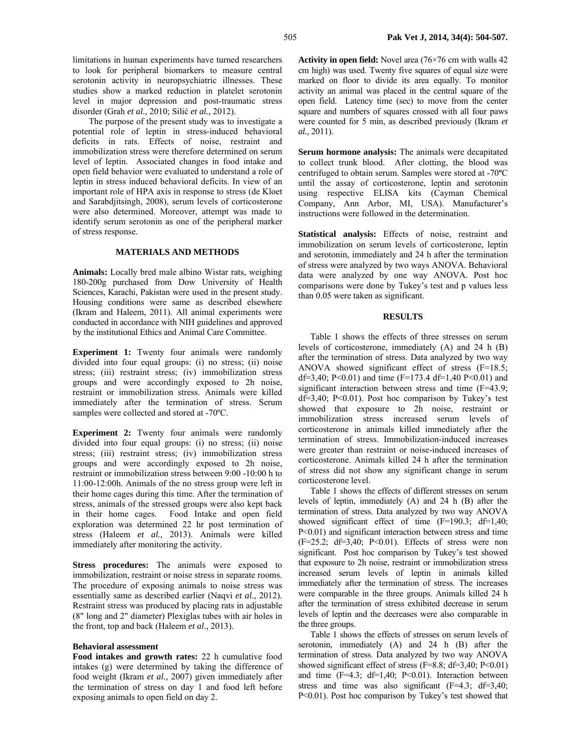limitations in human experiments have turned researchers to look for peripheral biomarkers to measure central serotonin activity in neuropsychiatric illnesses. These studies show a marked reduction in platelet serotonin level in major depression and post-traumatic stress disorder (Grah *et al.,* 2010; Silić *et al.,* 2012).

The purpose of the present study was to investigate a potential role of leptin in stress-induced behavioral deficits in rats. Effects of noise, restraint and immobilization stress were therefore determined on serum level of leptin. Associated changes in food intake and open field behavior were evaluated to understand a role of leptin in stress induced behavioral deficits. In view of an important role of HPA axis in response to stress (de Kloet and Sarabdjitsingh, 2008), serum levels of corticosterone were also determined. Moreover, attempt was made to identify serum serotonin as one of the peripheral marker of stress response.

## MATERIALS AND METHODS

**Animals:** Locally bred male albino Wistar rats, weighing 180-200g purchased from Dow University of Health Sciences, Karachi, Pakistan were used in the present study. Housing conditions were same as described elsewhere (Ikram and Haleem, 2011). All animal experiments were conducted in accordance with NIH guidelines and approved by the institutional Ethics and Animal Care Committee.

**Experiment 1:** Twenty four animals were randomly divided into four equal groups: (i) no stress; (ii) noise stress; (iii) restraint stress; (iv) immobilization stress groups and were accordingly exposed to 2h noise, restraint or immobilization stress. Animals were killed immediately after the termination of stress. Serum samples were collected and stored at -70ºC.

**Experiment 2:** Twenty four animals were randomly divided into four equal groups: (i) no stress; (ii) noise stress; (iii) restraint stress; (iv) immobilization stress groups and were accordingly exposed to 2h noise, restraint or immobilization stress between 9:00 -10:00 h to 11:00-12:00h. Animals of the no stress group were left in their home cages during this time. After the termination of stress, animals of the stressed groups were also kept back in their home cages. Food Intake and open field exploration was determined 22 hr post termination of stress (Haleem *et al.,* 2013). Animals were killed immediately after monitoring the activity.

**Stress procedures:** The animals were exposed to immobilization, restraint or noise stress in separate rooms. The procedure of exposing animals to noise stress was essentially same as described earlier (Naqvi *et al.,* 2012). Restraint stress was produced by placing rats in adjustable (8" long and 2" diameter) Plexiglas tubes with air holes in the front, top and back (Haleem *et al.,* 2013).

### Behavioral assessment

**Food intakes and growth rates:** 22 h cumulative food intakes (g) were determined by taking the difference of food weight (Ikram *et al.,* 2007) given immediately after the termination of stress on day 1 and food left before exposing animals to open field on day 2.

**Activity in open field:** Novel area (76×76 cm with walls 42 cm high) was used. Twenty five squares of equal size were marked on floor to divide its area equally. To monitor activity an animal was placed in the central square of the open field. Latency time (sec) to move from the center square and numbers of squares crossed with all four paws were counted for 5 min, as described previously (Ikram *et al.,* 2011).

**Serum hormone analysis:** The animals were decapitated to collect trunk blood. After clotting, the blood was centrifuged to obtain serum. Samples were stored at -70ºC until the assay of corticosterone, leptin and serotonin using respective ELISA kits (Cayman Chemical Company, Ann Arbor, MI, USA). Manufacturer's instructions were followed in the determination.

**Statistical analysis:** Effects of noise, restraint and immobilization on serum levels of corticosterone, leptin and serotonin, immediately and 24 h after the termination of stress were analyzed by two ways ANOVA. Behavioral data were analyzed by one way ANOVA. Post hoc comparisons were done by Tukey's test and p values less than 0.05 were taken as significant.

## RESULTS

Table 1 shows the effects of three stresses on serum levels of corticosterone, immediately (A) and 24 h (B) after the termination of stress. Data analyzed by two way ANOVA showed significant effect of stress ($F=18.5$; $df=3,40$; $P<0.01$) and time ($F=173.4$ $df=1,40$ $P<0.01$) and significant interaction between stress and time ($F=43.9$; $df=3,40$; $P<0.01$). Post hoc comparison by Tukey's test showed that exposure to 2h noise, restraint or immobilization stress increased serum levels of corticosterone in animals killed immediately after the termination of stress. Immobilization-induced increases were greater than restraint or noise-induced increases of corticosterone. Animals killed 24 h after the termination of stress did not show any significant change in serum corticosterone level.

Table 1 shows the effects of different stresses on serum levels of leptin, immediately (A) and 24 h (B) after the termination of stress. Data analyzed by two way ANOVA showed significant effect of time ($F=190.3$; $df=1,40$; $P<0.01$) and significant interaction between stress and time ($F=25.2$; $df=3,40$; $P<0.01$). Effects of stress were non significant. Post hoc comparison by Tukey's test showed that exposure to 2h noise, restraint or immobilization stress increased serum levels of leptin in animals killed immediately after the termination of stress. The increases were comparable in the three groups. Animals killed 24 h after the termination of stress exhibited decrease in serum levels of leptin and the decreases were also comparable in the three groups.

Table 1 shows the effects of stresses on serum levels of serotonin, immediately (A) and 24 h (B) after the termination of stress. Data analyzed by two way ANOVA showed significant effect of stress ($F=8.8$; $df=3,40$; $P<0.01$) and time ($F=4.3$; $df=1,40$; $P<0.01$). Interaction between stress and time was also significant ($F=4.3$; $df=3,40$; $P<0.01$). Post hoc comparison by Tukey's test showed that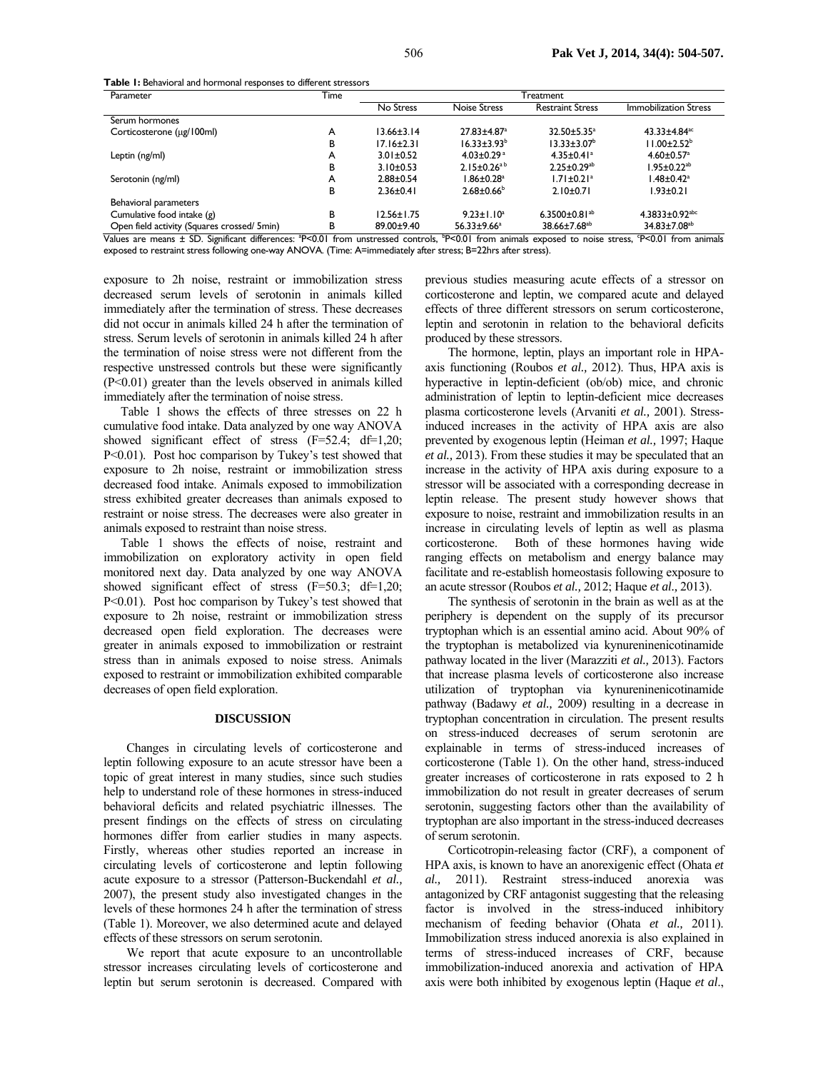**Table 1:** Behavioral and hormonal responses to different stressors

| Parameter | Time | Treatment | | | |
|---|---|---|---|---|---|
| | | No Stress | Noise Stress | Restraint Stress | Immobilization Stress |
| Serum hormones | | | | | |
| Corticosterone (μg/100ml) | A | 13.66±3.14 | 27.83±4.87[a] | 32.50±5.35[a] | 43.33±4.84[ac] |
| | B | 17.16±2.31 | 16.33±3.93[b] | 13.33±3.07[b] | 11.00±2.52[b] |
| Leptin (ng/ml) | A | 3.01±0.52 | 4.03±0.29[a] | 4.35±0.41[a] | 4.60±0.57[a] |
| | B | 3.10±0.53 | 2.15±0.26[ab] | 2.25±0.29[ab] | 1.95±0.22[ab] |
| Serotonin (ng/ml) | A | 2.88±0.54 | 1.86±0.28[a] | 1.71±0.21[a] | 1.48±0.42[a] |
| | B | 2.36±0.41 | 2.68±0.66[b] | 2.10±0.71 | 1.93±0.21 |
| Behavioral parameters | | | | | |
| Cumulative food intake (g) | B | 12.56±1.75 | 9.23±1.10[a] | 6.3500±0.81[ab] | 4.3833±0.92[abc] |
| Open field activity (Squares crossed/ 5min) | B | 89.00±9.40 | 56.33±9.66[a] | 38.66±7.68[ab] | 34.83±7.08[ab] |

Values are means ± SD. Significant differences: [a]P<0.01 from unstressed controls, [b]P<0.01 from animals exposed to noise stress, [c]P<0.01 from animals exposed to restraint stress following one-way ANOVA. (Time: A=immediately after stress; B=22hrs after stress).

exposure to 2h noise, restraint or immobilization stress decreased serum levels of serotonin in animals killed immediately after the termination of stress. These decreases did not occur in animals killed 24 h after the termination of stress. Serum levels of serotonin in animals killed 24 h after the termination of noise stress were not different from the respective unstressed controls but these were significantly (P<0.01) greater than the levels observed in animals killed immediately after the termination of noise stress.

Table 1 shows the effects of three stresses on 22 h cumulative food intake. Data analyzed by one way ANOVA showed significant effect of stress (F=52.4; df=1,20; P<0.01). Post hoc comparison by Tukey's test showed that exposure to 2h noise, restraint or immobilization stress decreased food intake. Animals exposed to immobilization stress exhibited greater decreases than animals exposed to restraint or noise stress. The decreases were also greater in animals exposed to restraint than noise stress.

Table 1 shows the effects of noise, restraint and immobilization on exploratory activity in open field monitored next day. Data analyzed by one way ANOVA showed significant effect of stress (F=50.3; df=1,20; P<0.01). Post hoc comparison by Tukey's test showed that exposure to 2h noise, restraint or immobilization stress decreased open field exploration. The decreases were greater in animals exposed to immobilization or restraint stress than in animals exposed to noise stress. Animals exposed to restraint or immobilization exhibited comparable decreases of open field exploration.

## DISCUSSION

Changes in circulating levels of corticosterone and leptin following exposure to an acute stressor have been a topic of great interest in many studies, since such studies help to understand role of these hormones in stress-induced behavioral deficits and related psychiatric illnesses. The present findings on the effects of stress on circulating hormones differ from earlier studies in many aspects. Firstly, whereas other studies reported an increase in circulating levels of corticosterone and leptin following acute exposure to a stressor (Patterson-Buckendahl *et al.,* 2007), the present study also investigated changes in the levels of these hormones 24 h after the termination of stress (Table 1). Moreover, we also determined acute and delayed effects of these stressors on serum serotonin.

We report that acute exposure to an uncontrollable stressor increases circulating levels of corticosterone and leptin but serum serotonin is decreased. Compared with previous studies measuring acute effects of a stressor on corticosterone and leptin, we compared acute and delayed effects of three different stressors on serum corticosterone, leptin and serotonin in relation to the behavioral deficits produced by these stressors.

The hormone, leptin, plays an important role in HPA-axis functioning (Roubos *et al.,* 2012). Thus, HPA axis is hyperactive in leptin-deficient (ob/ob) mice, and chronic administration of leptin to leptin-deficient mice decreases plasma corticosterone levels (Arvaniti *et al.,* 2001). Stress-induced increases in the activity of HPA axis are also prevented by exogenous leptin (Heiman *et al.,* 1997; Haque *et al.,* 2013). From these studies it may be speculated that an increase in the activity of HPA axis during exposure to a stressor will be associated with a corresponding decrease in leptin release. The present study however shows that exposure to noise, restraint and immobilization results in an increase in circulating levels of leptin as well as plasma corticosterone. Both of these hormones having wide ranging effects on metabolism and energy balance may facilitate and re-establish homeostasis following exposure to an acute stressor (Roubos *et al.,* 2012; Haque *et al.,* 2013).

The synthesis of serotonin in the brain as well as at the periphery is dependent on the supply of its precursor tryptophan which is an essential amino acid. About 90% of the tryptophan is metabolized via kynureninenicotinamide pathway located in the liver (Marazziti *et al.,* 2013). Factors that increase plasma levels of corticosterone also increase utilization of tryptophan via kynureninenicotinamide pathway (Badawy *et al.,* 2009) resulting in a decrease in tryptophan concentration in circulation. The present results on stress-induced decreases of serum serotonin are explainable in terms of stress-induced increases of corticosterone (Table 1). On the other hand, stress-induced greater increases of corticosterone in rats exposed to 2 h immobilization do not result in greater decreases of serum serotonin, suggesting factors other than the availability of tryptophan are also important in the stress-induced decreases of serum serotonin.

Corticotropin-releasing factor (CRF), a component of HPA axis, is known to have an anorexigenic effect (Ohata *et al.,* 2011). Restraint stress-induced anorexia was antagonized by CRF antagonist suggesting that the releasing factor is involved in the stress-induced inhibitory mechanism of feeding behavior (Ohata *et al.,* 2011). Immobilization stress induced anorexia is also explained in terms of stress-induced increases of CRF, because immobilization-induced anorexia and activation of HPA axis were both inhibited by exogenous leptin (Haque *et al*.,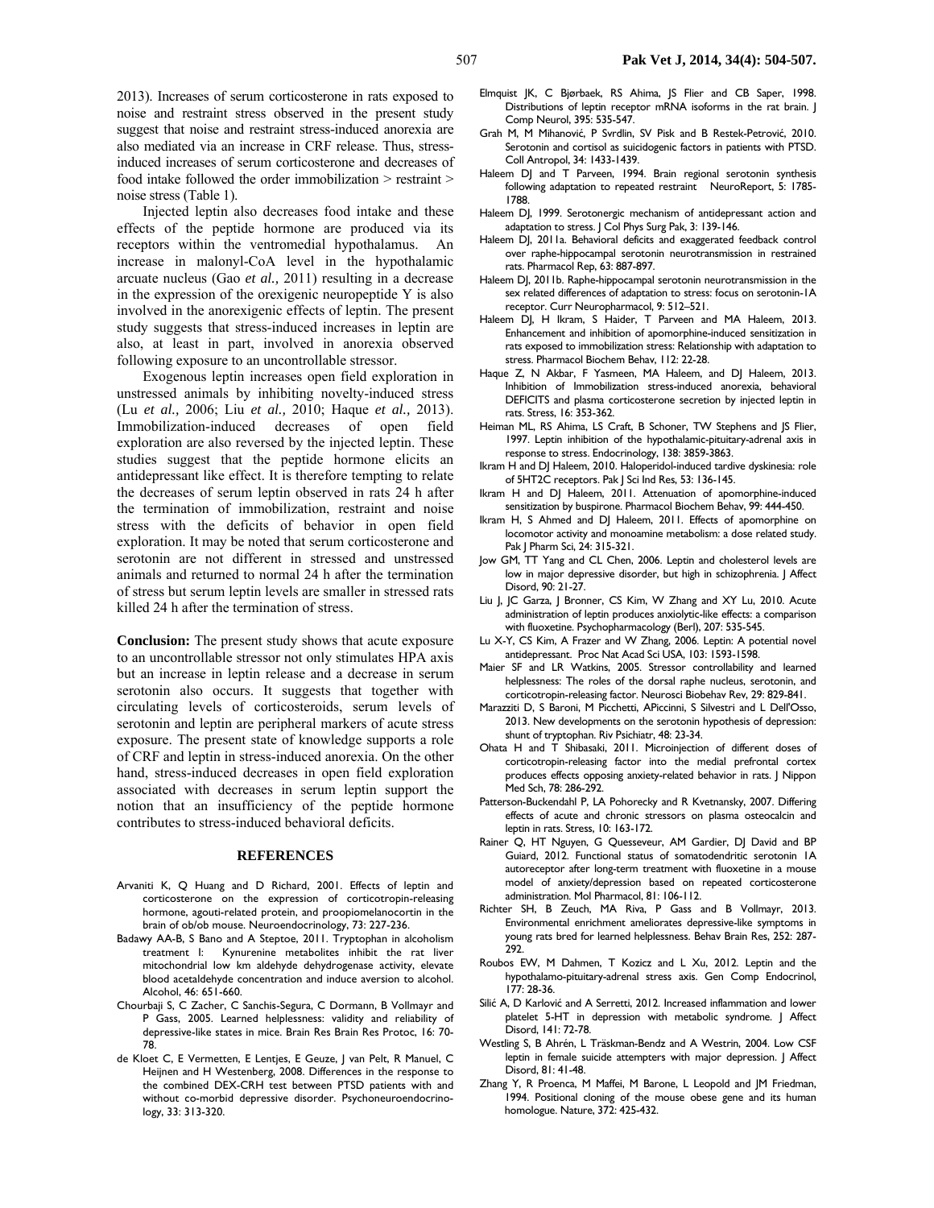2013). Increases of serum corticosterone in rats exposed to noise and restraint stress observed in the present study suggest that noise and restraint stress-induced anorexia are also mediated via an increase in CRF release. Thus, stress-induced increases of serum corticosterone and decreases of food intake followed the order immobilization > restraint > noise stress (Table 1).

Injected leptin also decreases food intake and these effects of the peptide hormone are produced via its receptors within the ventromedial hypothalamus. An increase in malonyl-CoA level in the hypothalamic arcuate nucleus (Gao *et al.,* 2011) resulting in a decrease in the expression of the orexigenic neuropeptide Y is also involved in the anorexigenic effects of leptin. The present study suggests that stress-induced increases in leptin are also, at least in part, involved in anorexia observed following exposure to an uncontrollable stressor.

Exogenous leptin increases open field exploration in unstressed animals by inhibiting novelty-induced stress (Lu *et al.,* 2006; Liu *et al.,* 2010; Haque *et al.,* 2013). Immobilization-induced decreases of open field exploration are also reversed by the injected leptin. These studies suggest that the peptide hormone elicits an antidepressant like effect. It is therefore tempting to relate the decreases of serum leptin observed in rats 24 h after the termination of immobilization, restraint and noise stress with the deficits of behavior in open field exploration. It may be noted that serum corticosterone and serotonin are not different in stressed and unstressed animals and returned to normal 24 h after the termination of stress but serum leptin levels are smaller in stressed rats killed 24 h after the termination of stress.

**Conclusion:** The present study shows that acute exposure to an uncontrollable stressor not only stimulates HPA axis but an increase in leptin release and a decrease in serum serotonin also occurs. It suggests that together with circulating levels of corticosteroids, serum levels of serotonin and leptin are peripheral markers of acute stress exposure. The present state of knowledge supports a role of CRF and leptin in stress-induced anorexia. On the other hand, stress-induced decreases in open field exploration associated with decreases in serum leptin support the notion that an insufficiency of the peptide hormone contributes to stress-induced behavioral deficits.

## REFERENCES

Arvaniti K, Q Huang and D Richard, 2001. Effects of leptin and corticosterone on the expression of corticotropin-releasing hormone, agouti-related protein, and proopiomelanocortin in the brain of ob/ob mouse. Neuroendocrinology, 73: 227-236.

Badawy AA-B, S Bano and A Steptoe, 2011. Tryptophan in alcoholism treatment I: Kynurenine metabolites inhibit the rat liver mitochondrial low km aldehyde dehydrogenase activity, elevate blood acetaldehyde concentration and induce aversion to alcohol. Alcohol, 46: 651-660.

Chourbaji S, C Zacher, C Sanchis-Segura, C Dormann, B Vollmayr and P Gass, 2005. Learned helplessness: validity and reliability of depressive-like states in mice. Brain Res Brain Res Protoc, 16: 70-78.

de Kloet C, E Vermetten, E Lentjes, E Geuze, J van Pelt, R Manuel, C Heijnen and H Westenberg, 2008. Differences in the response to the combined DEX-CRH test between PTSD patients with and without co-morbid depressive disorder. Psychoneuroendocrinology, 33: 313-320.

Elmquist JK, C Bjørbaek, RS Ahima, JS Flier and CB Saper, 1998. Distributions of leptin receptor mRNA isoforms in the rat brain. J Comp Neurol, 395: 535-547.

Grah M, M Mihanović, P Svrdlin, SV Pisk and B Restek-Petrović, 2010. Serotonin and cortisol as suicidogenic factors in patients with PTSD. Coll Antropol, 34: 1433-1439.

Haleem DJ and T Parveen, 1994. Brain regional serotonin synthesis following adaptation to repeated restraint NeuroReport, 5: 1785-1788.

Haleem DJ, 1999. Serotonergic mechanism of antidepressant action and adaptation to stress. J Col Phys Surg Pak, 3: 139-146.

Haleem DJ, 2011a. Behavioral deficits and exaggerated feedback control over raphe-hippocampal serotonin neurotransmission in restrained rats. Pharmacol Rep, 63: 887-897.

Haleem DJ, 2011b. Raphe-hippocampal serotonin neurotransmission in the sex related differences of adaptation to stress: focus on serotonin-1A receptor. Curr Neuropharmacol, 9: 512–521.

Haleem DJ, H Ikram, S Haider, T Parveen and MA Haleem, 2013. Enhancement and inhibition of apomorphine-induced sensitization in rats exposed to immobilization stress: Relationship with adaptation to stress. Pharmacol Biochem Behav, 112: 22-28.

Haque Z, N Akbar, F Yasmeen, MA Haleem, and DJ Haleem, 2013. Inhibition of Immobilization stress-induced anorexia, behavioral DEFICITS and plasma corticosterone secretion by injected leptin in rats. Stress, 16: 353-362.

Heiman ML, RS Ahima, LS Craft, B Schoner, TW Stephens and JS Flier, 1997. Leptin inhibition of the hypothalamic-pituitary-adrenal axis in response to stress. Endocrinology, 138: 3859-3863.

Ikram H and DJ Haleem, 2010. Haloperidol-induced tardive dyskinesia: role of 5HT2C receptors. Pak J Sci Ind Res, 53: 136-145.

Ikram H and DJ Haleem, 2011. Attenuation of apomorphine-induced sensitization by buspirone. Pharmacol Biochem Behav, 99: 444-450.

Ikram H, S Ahmed and DJ Haleem, 2011. Effects of apomorphine on locomotor activity and monoamine metabolism: a dose related study. Pak J Pharm Sci, 24: 315-321.

Jow GM, TT Yang and CL Chen, 2006. Leptin and cholesterol levels are low in major depressive disorder, but high in schizophrenia. J Affect Disord, 90: 21-27.

Liu J, JC Garza, J Bronner, CS Kim, W Zhang and XY Lu, 2010. Acute administration of leptin produces anxiolytic-like effects: a comparison with fluoxetine. Psychopharmacology (Berl), 207: 535-545.

Lu X-Y, CS Kim, A Frazer and W Zhang, 2006. Leptin: A potential novel antidepressant. Proc Nat Acad Sci USA, 103: 1593-1598.

Maier SF and LR Watkins, 2005. Stressor controllability and learned helplessness: The roles of the dorsal raphe nucleus, serotonin, and corticotropin-releasing factor. Neurosci Biobehav Rev, 29: 829-841.

Marazziti D, S Baroni, M Picchetti, APiccinni, S Silvestri and L Dell'Osso, 2013. New developments on the serotonin hypothesis of depression: shunt of tryptophan. Riv Psichiatr, 48: 23-34.

Ohata H and T Shibasaki, 2011. Microinjection of different doses of corticotropin-releasing factor into the medial prefrontal cortex produces effects opposing anxiety-related behavior in rats. J Nippon Med Sch, 78: 286-292.

Patterson-Buckendahl P, LA Pohorecky and R Kvetnansky, 2007. Differing effects of acute and chronic stressors on plasma osteocalcin and leptin in rats. Stress, 10: 163-172.

Rainer Q, HT Nguyen, G Quesseveur, AM Gardier, DJ David and BP Guiard, 2012. Functional status of somatodendritic serotonin 1A autoreceptor after long-term treatment with fluoxetine in a mouse model of anxiety/depression based on repeated corticosterone administration. Mol Pharmacol, 81: 106-112.

Richter SH, B Zeuch, MA Riva, P Gass and B Vollmayr, 2013. Environmental enrichment ameliorates depressive-like symptoms in young rats bred for learned helplessness. Behav Brain Res, 252: 287-292.

Roubos EW, M Dahmen, T Kozicz and L Xu, 2012. Leptin and the hypothalamo-pituitary-adrenal stress axis. Gen Comp Endocrinol, 177: 28-36.

Silić A, D Karlović and A Serretti, 2012. Increased inflammation and lower platelet 5-HT in depression with metabolic syndrome. J Affect Disord, 141: 72-78.

Westling S, B Ahrén, L Träskman-Bendz and A Westrin, 2004. Low CSF leptin in female suicide attempters with major depression. J Affect Disord, 81: 41-48.

Zhang Y, R Proenca, M Maffei, M Barone, L Leopold and JM Friedman, 1994. Positional cloning of the mouse obese gene and its human homologue. Nature, 372: 425-432.